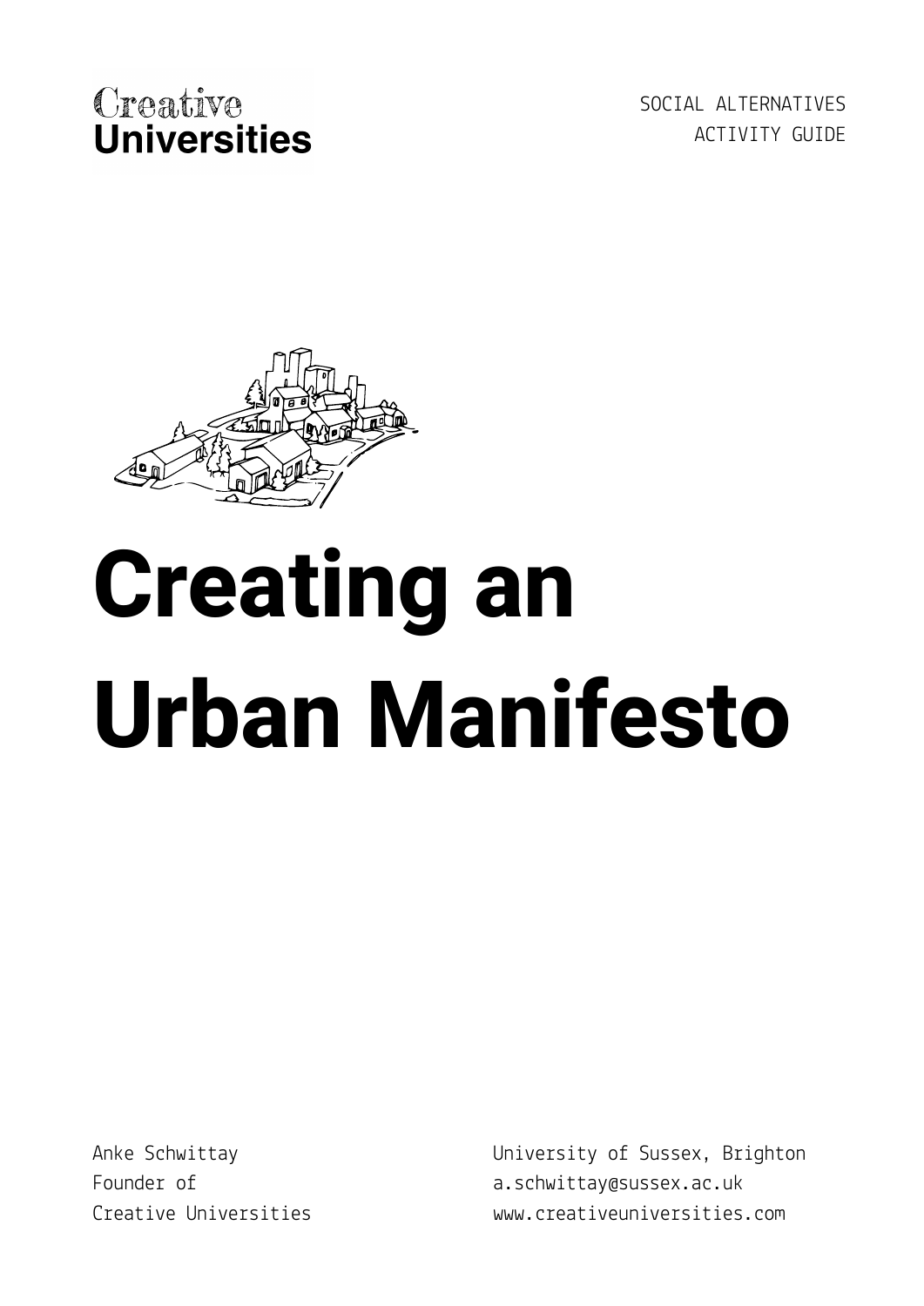Creative Universities

SOCIAL ALTERNATIVES
ACTIVITY GUIDE

# Creating an Urban Manifesto

Anke Schwittay
Founder of
Creative Universities

University of Sussex, Brighton
a.schwittay@sussex.ac.uk
www.creativeuniversities.com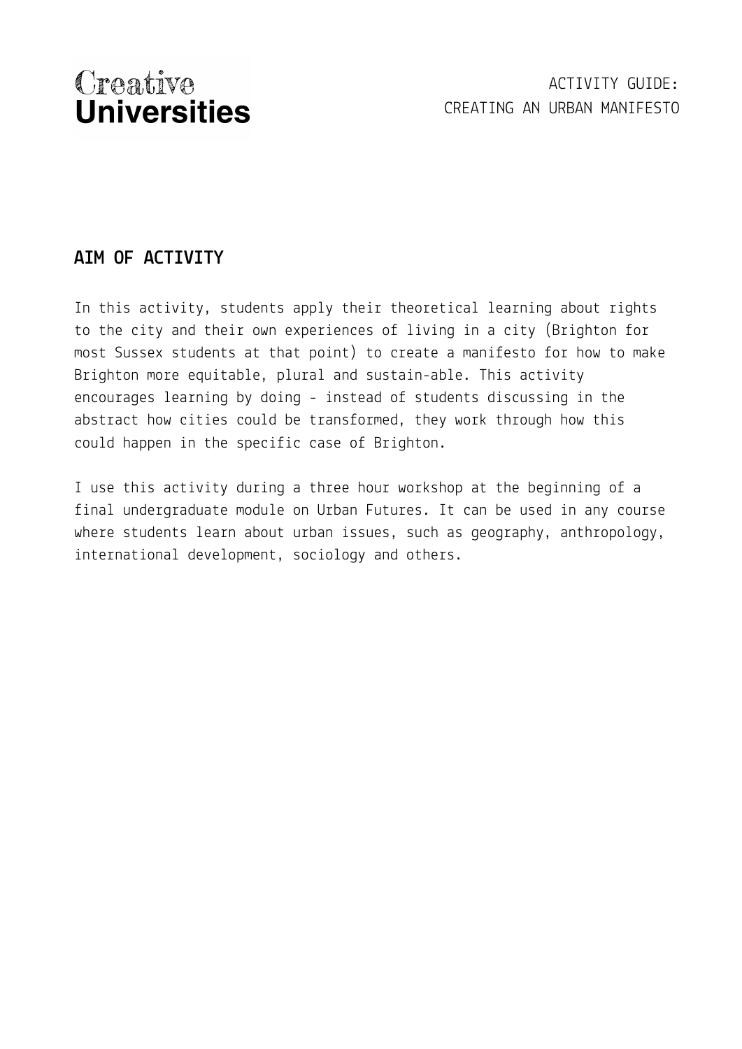## AIM OF ACTIVITY

In this activity, students apply their theoretical learning about rights to the city and their own experiences of living in a city (Brighton for most Sussex students at that point) to create a manifesto for how to make Brighton more equitable, plural and sustain-able. This activity encourages learning by doing - instead of students discussing in the abstract how cities could be transformed, they work through how this could happen in the specific case of Brighton.

I use this activity during a three hour workshop at the beginning of a final undergraduate module on Urban Futures. It can be used in any course where students learn about urban issues, such as geography, anthropology, international development, sociology and others.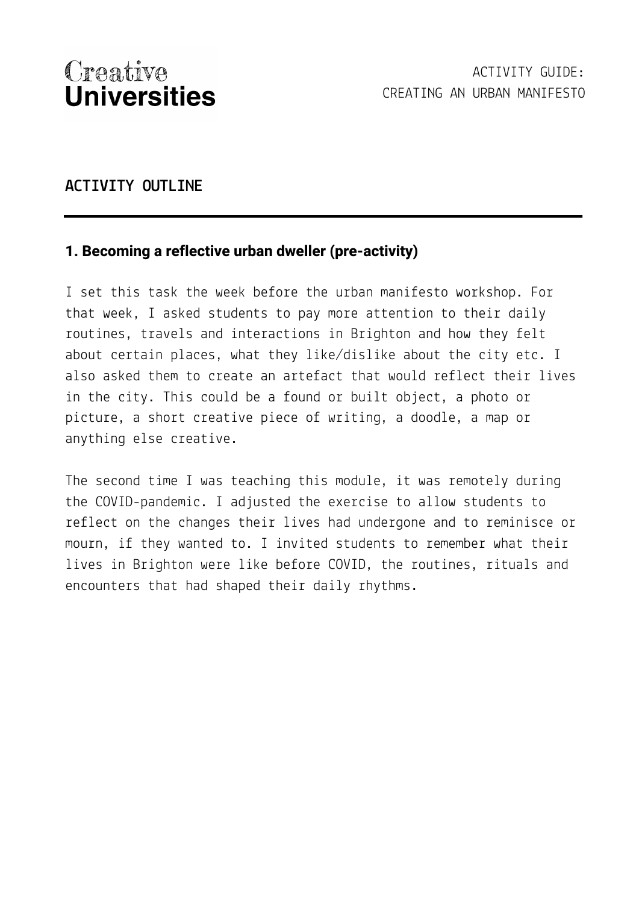## ACTIVITY OUTLINE

### 1. Becoming a reflective urban dweller (pre-activity)

I set this task the week before the urban manifesto workshop. For that week, I asked students to pay more attention to their daily routines, travels and interactions in Brighton and how they felt about certain places, what they like/dislike about the city etc. I also asked them to create an artefact that would reflect their lives in the city. This could be a found or built object, a photo or picture, a short creative piece of writing, a doodle, a map or anything else creative.

The second time I was teaching this module, it was remotely during the COVID-pandemic. I adjusted the exercise to allow students to reflect on the changes their lives had undergone and to reminisce or mourn, if they wanted to. I invited students to remember what their lives in Brighton were like before COVID, the routines, rituals and encounters that had shaped their daily rhythms.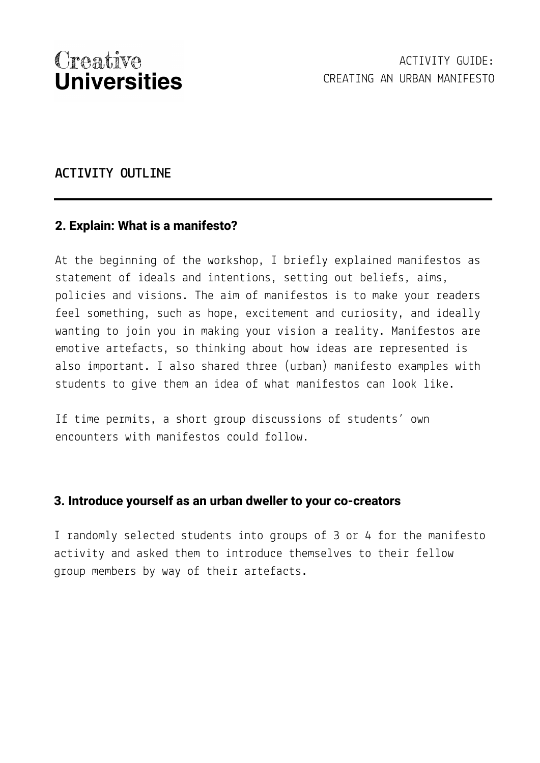## ACTIVITY OUTLINE

### 2. Explain: What is a manifesto?

At the beginning of the workshop, I briefly explained manifestos as statement of ideals and intentions, setting out beliefs, aims, policies and visions. The aim of manifestos is to make your readers feel something, such as hope, excitement and curiosity, and ideally wanting to join you in making your vision a reality. Manifestos are emotive artefacts, so thinking about how ideas are represented is also important. I also shared three (urban) manifesto examples with students to give them an idea of what manifestos can look like.

If time permits, a short group discussions of students' own encounters with manifestos could follow.

### 3. Introduce yourself as an urban dweller to your co-creators

I randomly selected students into groups of 3 or 4 for the manifesto activity and asked them to introduce themselves to their fellow group members by way of their artefacts.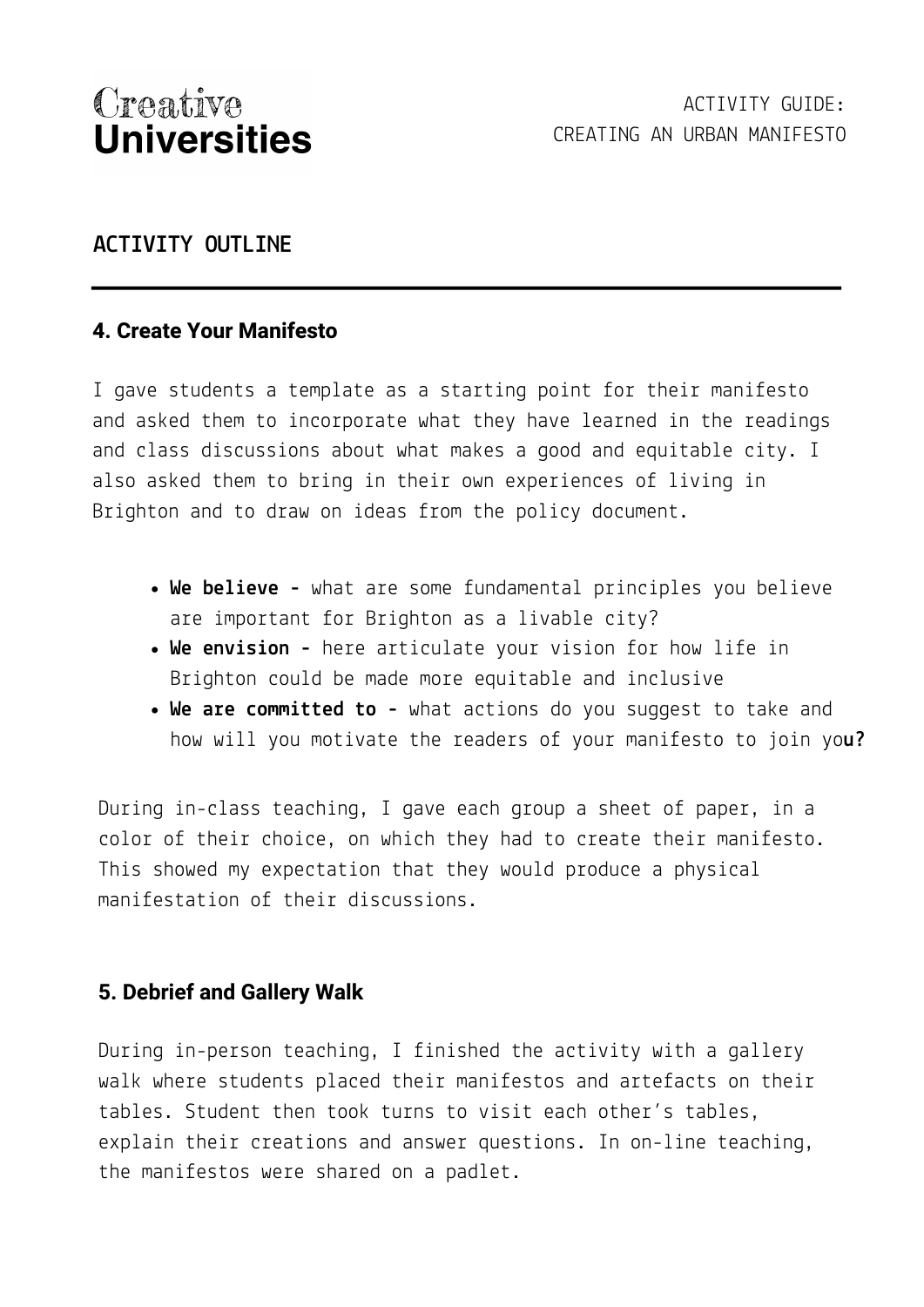## ACTIVITY OUTLINE

### 4. Create Your Manifesto

I gave students a template as a starting point for their manifesto and asked them to incorporate what they have learned in the readings and class discussions about what makes a good and equitable city. I also asked them to bring in their own experiences of living in Brighton and to draw on ideas from the policy document.

- **We believe -** what are some fundamental principles you believe are important for Brighton as a livable city?
- **We envision -** here articulate your vision for how life in Brighton could be made more equitable and inclusive
- **We are committed to -** what actions do you suggest to take and how will you motivate the readers of your manifesto to join you?

During in-class teaching, I gave each group a sheet of paper, in a color of their choice, on which they had to create their manifesto. This showed my expectation that they would produce a physical manifestation of their discussions.

### 5. Debrief and Gallery Walk

During in-person teaching, I finished the activity with a gallery walk where students placed their manifestos and artefacts on their tables. Student then took turns to visit each other's tables, explain their creations and answer questions. In on-line teaching, the manifestos were shared on a padlet.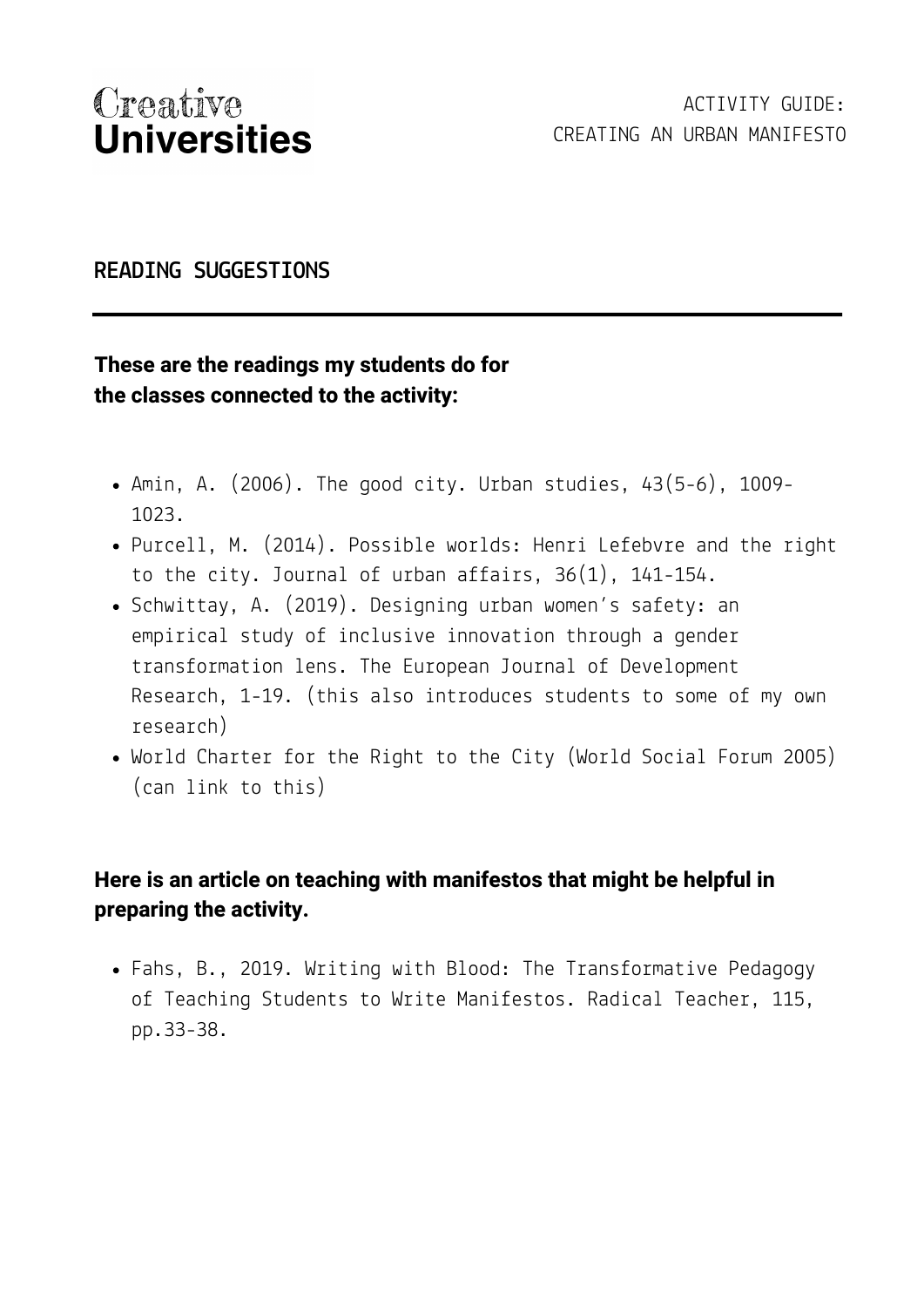Creative Universities

ACTIVITY GUIDE:
CREATING AN URBAN MANIFESTO

## READING SUGGESTIONS

### These are the readings my students do for the classes connected to the activity:

- Amin, A. (2006). The good city. Urban studies, 43(5-6), 1009-1023.
- Purcell, M. (2014). Possible worlds: Henri Lefebvre and the right to the city. Journal of urban affairs, 36(1), 141-154.
- Schwittay, A. (2019). Designing urban women's safety: an empirical study of inclusive innovation through a gender transformation lens. The European Journal of Development Research, 1-19. (this also introduces students to some of my own research)
- World Charter for the Right to the City (World Social Forum 2005) (can link to this)

### Here is an article on teaching with manifestos that might be helpful in preparing the activity.

- Fahs, B., 2019. Writing with Blood: The Transformative Pedagogy of Teaching Students to Write Manifestos. Radical Teacher, 115, pp.33-38.